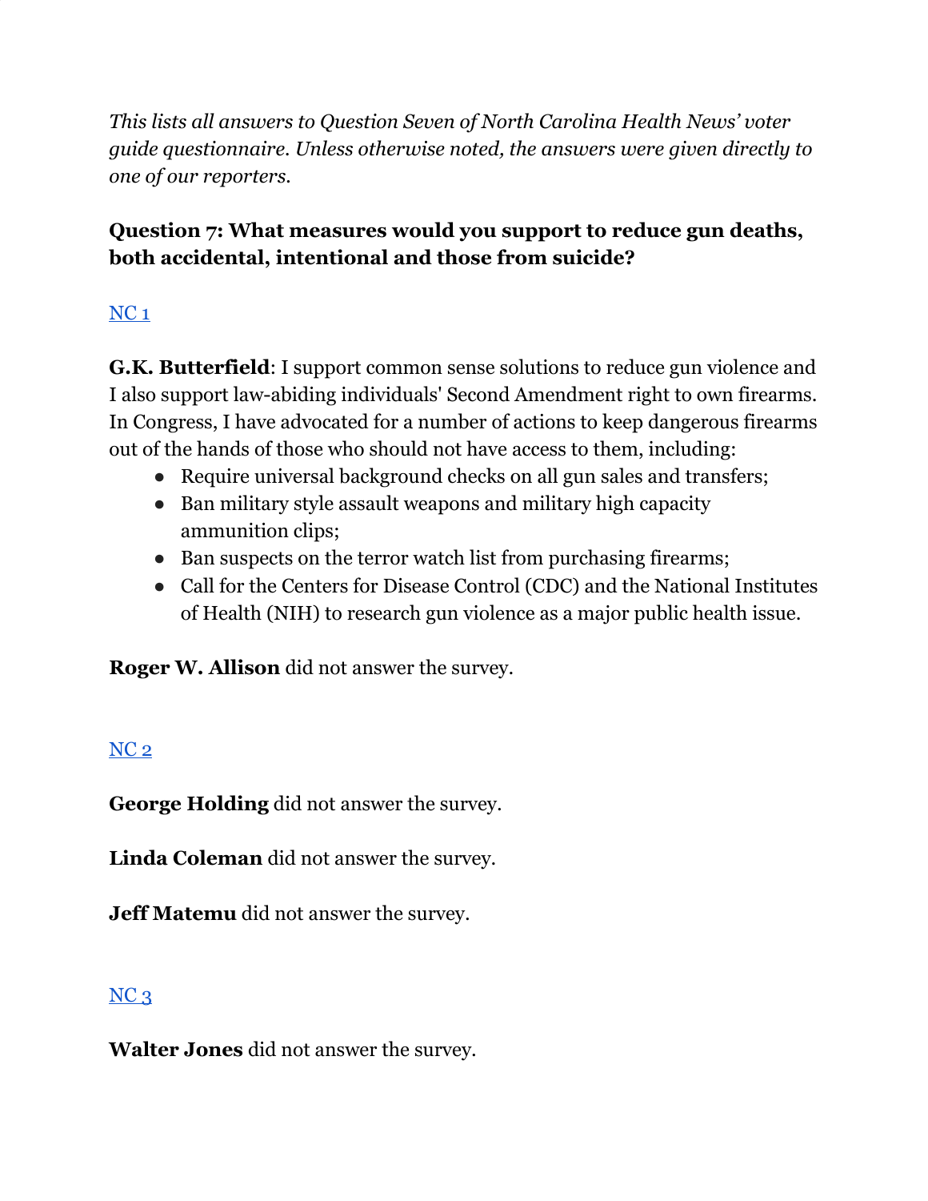*This lists all answers to Question Seven of North Carolina Health News' voter guide questionnaire. Unless otherwise noted, the answers were given directly to one of our reporters.*

**Question 7: What measures would you support to reduce gun deaths, both accidental, intentional and those from suicide?**

[NC 1]

**G.K. Butterfield**: I support common sense solutions to reduce gun violence and I also support law-abiding individuals' Second Amendment right to own firearms. In Congress, I have advocated for a number of actions to keep dangerous firearms out of the hands of those who should not have access to them, including:

- Require universal background checks on all gun sales and transfers;
- Ban military style assault weapons and military high capacity ammunition clips;
- Ban suspects on the terror watch list from purchasing firearms;
- Call for the Centers for Disease Control (CDC) and the National Institutes of Health (NIH) to research gun violence as a major public health issue.

**Roger W. Allison** did not answer the survey.

[NC 2]

**George Holding** did not answer the survey.

**Linda Coleman** did not answer the survey.

**Jeff Matemu** did not answer the survey.

[NC 3]

**Walter Jones** did not answer the survey.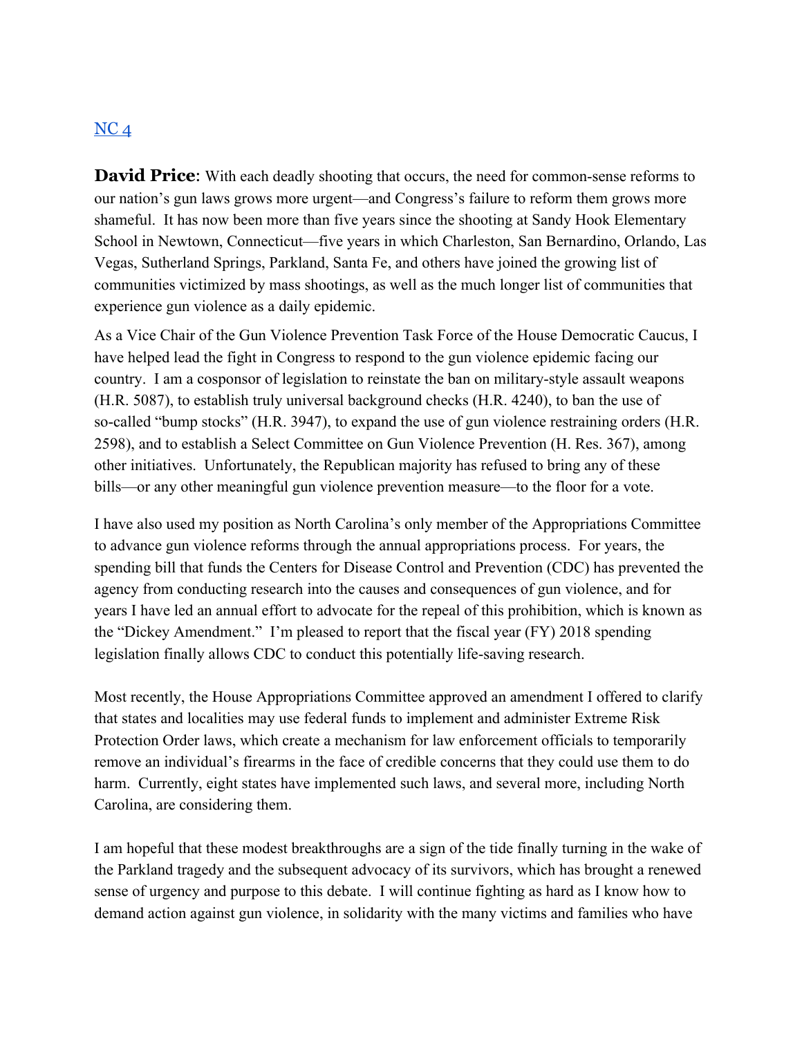[NC 4](#)

**David Price**: With each deadly shooting that occurs, the need for common-sense reforms to our nation's gun laws grows more urgent—and Congress's failure to reform them grows more shameful. It has now been more than five years since the shooting at Sandy Hook Elementary School in Newtown, Connecticut—five years in which Charleston, San Bernardino, Orlando, Las Vegas, Sutherland Springs, Parkland, Santa Fe, and others have joined the growing list of communities victimized by mass shootings, as well as the much longer list of communities that experience gun violence as a daily epidemic.

As a Vice Chair of the Gun Violence Prevention Task Force of the House Democratic Caucus, I have helped lead the fight in Congress to respond to the gun violence epidemic facing our country. I am a cosponsor of legislation to reinstate the ban on military-style assault weapons (H.R. 5087), to establish truly universal background checks (H.R. 4240), to ban the use of so-called "bump stocks" (H.R. 3947), to expand the use of gun violence restraining orders (H.R. 2598), and to establish a Select Committee on Gun Violence Prevention (H. Res. 367), among other initiatives. Unfortunately, the Republican majority has refused to bring any of these bills—or any other meaningful gun violence prevention measure—to the floor for a vote.

I have also used my position as North Carolina's only member of the Appropriations Committee to advance gun violence reforms through the annual appropriations process. For years, the spending bill that funds the Centers for Disease Control and Prevention (CDC) has prevented the agency from conducting research into the causes and consequences of gun violence, and for years I have led an annual effort to advocate for the repeal of this prohibition, which is known as the "Dickey Amendment." I'm pleased to report that the fiscal year (FY) 2018 spending legislation finally allows CDC to conduct this potentially life-saving research.

Most recently, the House Appropriations Committee approved an amendment I offered to clarify that states and localities may use federal funds to implement and administer Extreme Risk Protection Order laws, which create a mechanism for law enforcement officials to temporarily remove an individual's firearms in the face of credible concerns that they could use them to do harm. Currently, eight states have implemented such laws, and several more, including North Carolina, are considering them.

I am hopeful that these modest breakthroughs are a sign of the tide finally turning in the wake of the Parkland tragedy and the subsequent advocacy of its survivors, which has brought a renewed sense of urgency and purpose to this debate. I will continue fighting as hard as I know how to demand action against gun violence, in solidarity with the many victims and families who have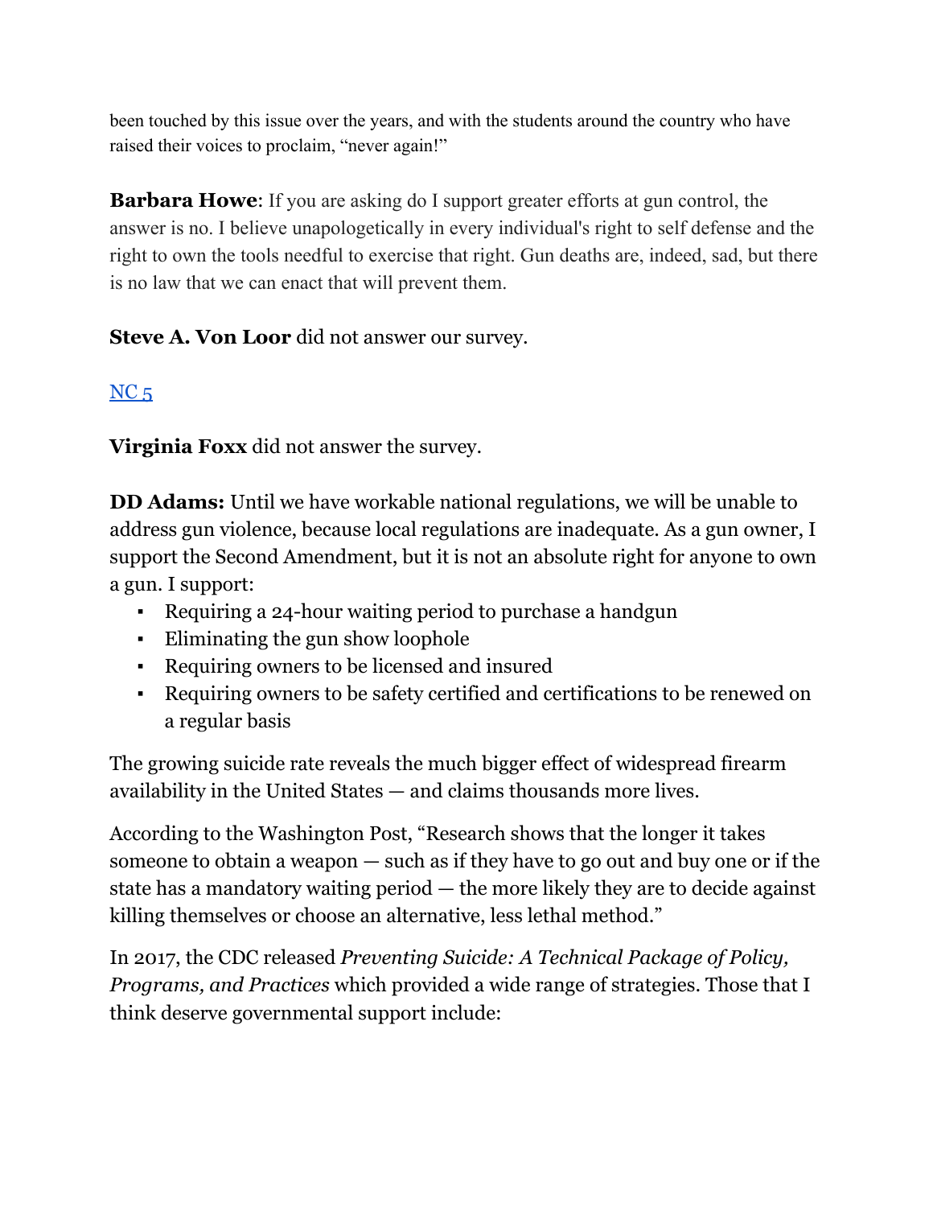been touched by this issue over the years, and with the students around the country who have raised their voices to proclaim, "never again!"

**Barbara Howe**: If you are asking do I support greater efforts at gun control, the answer is no. I believe unapologetically in every individual's right to self defense and the right to own the tools needful to exercise that right. Gun deaths are, indeed, sad, but there is no law that we can enact that will prevent them.

**Steve A. Von Loor** did not answer our survey.

NC 5

**Virginia Foxx** did not answer the survey.

**DD Adams:** Until we have workable national regulations, we will be unable to address gun violence, because local regulations are inadequate. As a gun owner, I support the Second Amendment, but it is not an absolute right for anyone to own a gun. I support:

- Requiring a 24-hour waiting period to purchase a handgun
- Eliminating the gun show loophole
- Requiring owners to be licensed and insured
- Requiring owners to be safety certified and certifications to be renewed on a regular basis

The growing suicide rate reveals the much bigger effect of widespread firearm availability in the United States — and claims thousands more lives.

According to the Washington Post, "Research shows that the longer it takes someone to obtain a weapon — such as if they have to go out and buy one or if the state has a mandatory waiting period — the more likely they are to decide against killing themselves or choose an alternative, less lethal method."

In 2017, the CDC released *Preventing Suicide: A Technical Package of Policy, Programs, and Practices* which provided a wide range of strategies. Those that I think deserve governmental support include: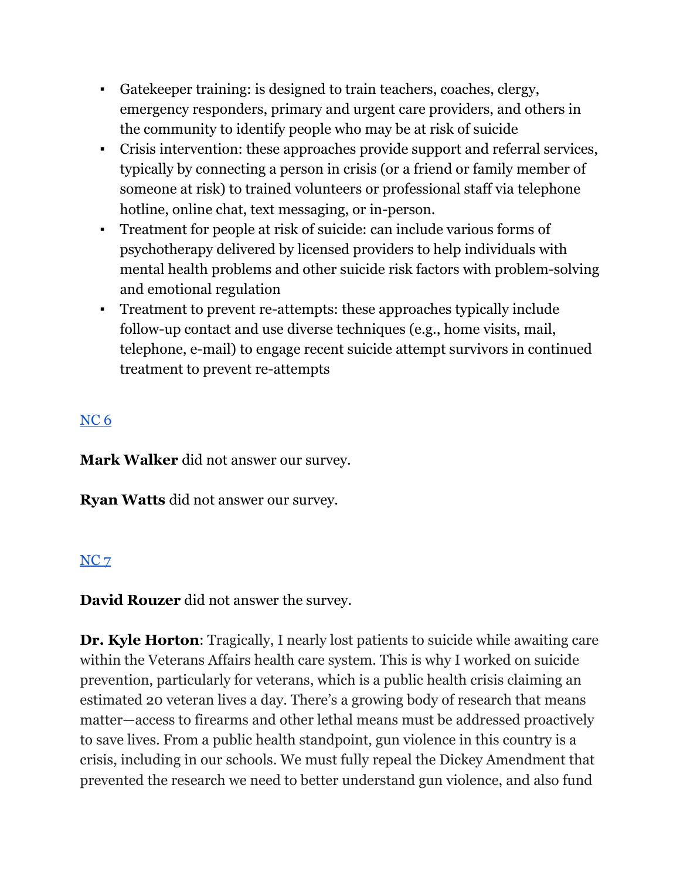- Gatekeeper training: is designed to train teachers, coaches, clergy, emergency responders, primary and urgent care providers, and others in the community to identify people who may be at risk of suicide
- Crisis intervention: these approaches provide support and referral services, typically by connecting a person in crisis (or a friend or family member of someone at risk) to trained volunteers or professional staff via telephone hotline, online chat, text messaging, or in-person.
- Treatment for people at risk of suicide: can include various forms of psychotherapy delivered by licensed providers to help individuals with mental health problems and other suicide risk factors with problem-solving and emotional regulation
- Treatment to prevent re-attempts: these approaches typically include follow-up contact and use diverse techniques (e.g., home visits, mail, telephone, e-mail) to engage recent suicide attempt survivors in continued treatment to prevent re-attempts

## NC 6

**Mark Walker** did not answer our survey.

**Ryan Watts** did not answer our survey.

## NC 7

**David Rouzer** did not answer the survey.

**Dr. Kyle Horton**: Tragically, I nearly lost patients to suicide while awaiting care within the Veterans Affairs health care system. This is why I worked on suicide prevention, particularly for veterans, which is a public health crisis claiming an estimated 20 veteran lives a day. There's a growing body of research that means matter—access to firearms and other lethal means must be addressed proactively to save lives. From a public health standpoint, gun violence in this country is a crisis, including in our schools. We must fully repeal the Dickey Amendment that prevented the research we need to better understand gun violence, and also fund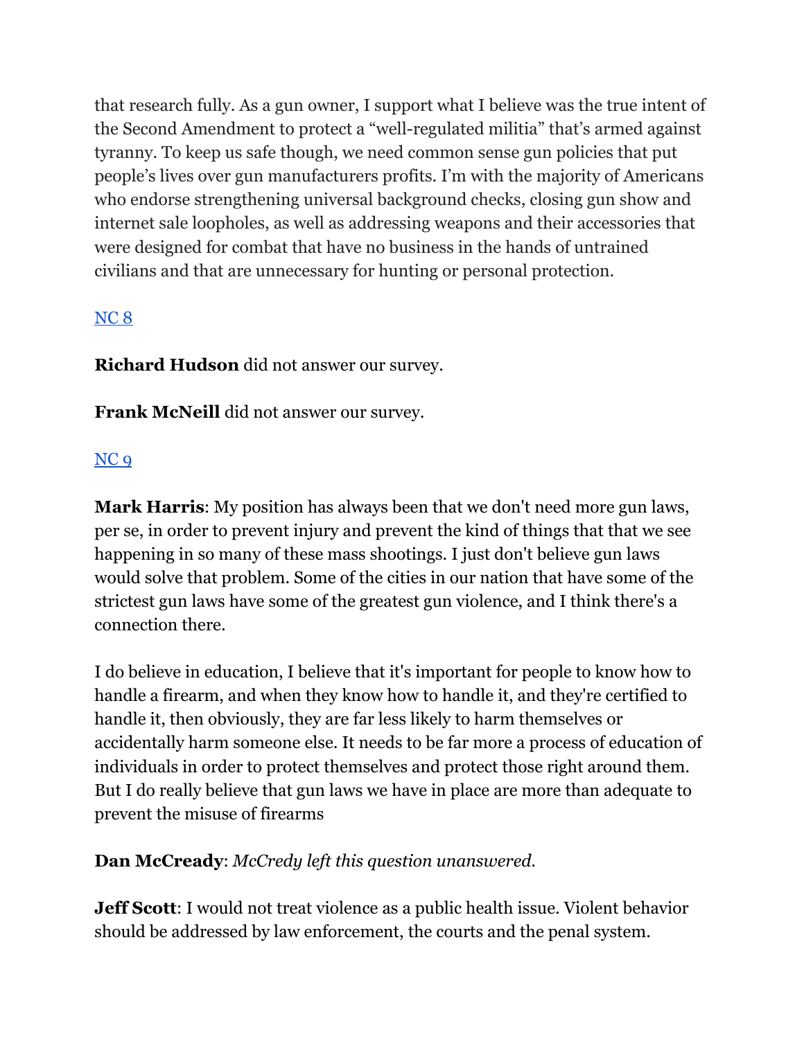that research fully. As a gun owner, I support what I believe was the true intent of the Second Amendment to protect a “well-regulated militia” that’s armed against tyranny. To keep us safe though, we need common sense gun policies that put people’s lives over gun manufacturers profits. I’m with the majority of Americans who endorse strengthening universal background checks, closing gun show and internet sale loopholes, as well as addressing weapons and their accessories that were designed for combat that have no business in the hands of untrained civilians and that are unnecessary for hunting or personal protection.

## NC 8

**Richard Hudson** did not answer our survey.

**Frank McNeill** did not answer our survey.

## NC 9

**Mark Harris**: My position has always been that we don't need more gun laws, per se, in order to prevent injury and prevent the kind of things that that we see happening in so many of these mass shootings. I just don't believe gun laws would solve that problem. Some of the cities in our nation that have some of the strictest gun laws have some of the greatest gun violence, and I think there's a connection there.

I do believe in education, I believe that it's important for people to know how to handle a firearm, and when they know how to handle it, and they're certified to handle it, then obviously, they are far less likely to harm themselves or accidentally harm someone else. It needs to be far more a process of education of individuals in order to protect themselves and protect those right around them. But I do really believe that gun laws we have in place are more than adequate to prevent the misuse of firearms

**Dan McCready**: *McCredy left this question unanswered.*

**Jeff Scott**: I would not treat violence as a public health issue. Violent behavior should be addressed by law enforcement, the courts and the penal system.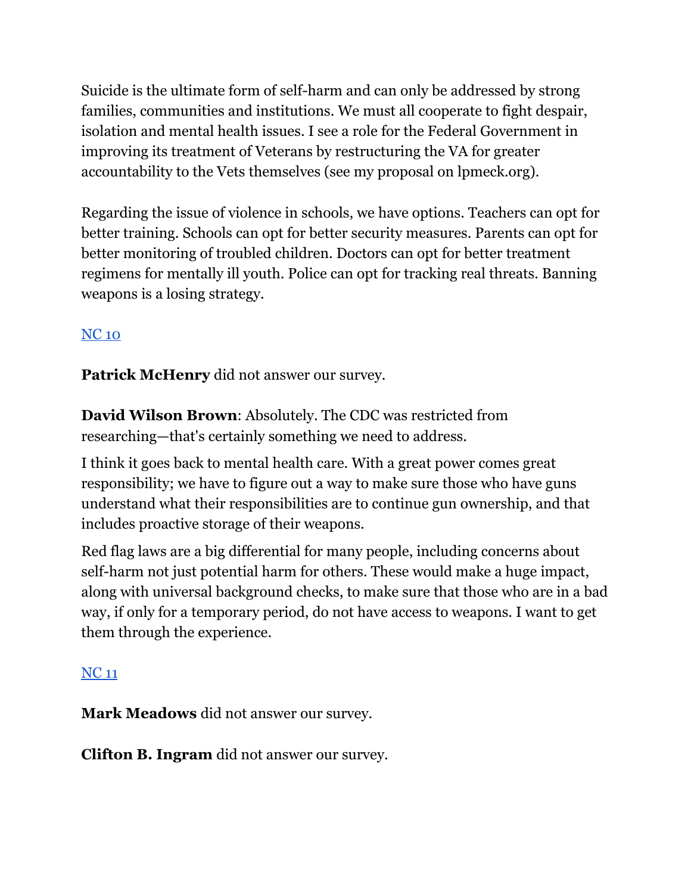Suicide is the ultimate form of self-harm and can only be addressed by strong families, communities and institutions. We must all cooperate to fight despair, isolation and mental health issues. I see a role for the Federal Government in improving its treatment of Veterans by restructuring the VA for greater accountability to the Vets themselves (see my proposal on lpmeck.org).

Regarding the issue of violence in schools, we have options. Teachers can opt for better training. Schools can opt for better security measures. Parents can opt for better monitoring of troubled children. Doctors can opt for better treatment regimens for mentally ill youth. Police can opt for tracking real threats. Banning weapons is a losing strategy.

NC 10

**Patrick McHenry** did not answer our survey.

**David Wilson Brown**: Absolutely. The CDC was restricted from researching—that's certainly something we need to address.

I think it goes back to mental health care. With a great power comes great responsibility; we have to figure out a way to make sure those who have guns understand what their responsibilities are to continue gun ownership, and that includes proactive storage of their weapons.

Red flag laws are a big differential for many people, including concerns about self-harm not just potential harm for others. These would make a huge impact, along with universal background checks, to make sure that those who are in a bad way, if only for a temporary period, do not have access to weapons. I want to get them through the experience.

NC 11

**Mark Meadows** did not answer our survey.

**Clifton B. Ingram** did not answer our survey.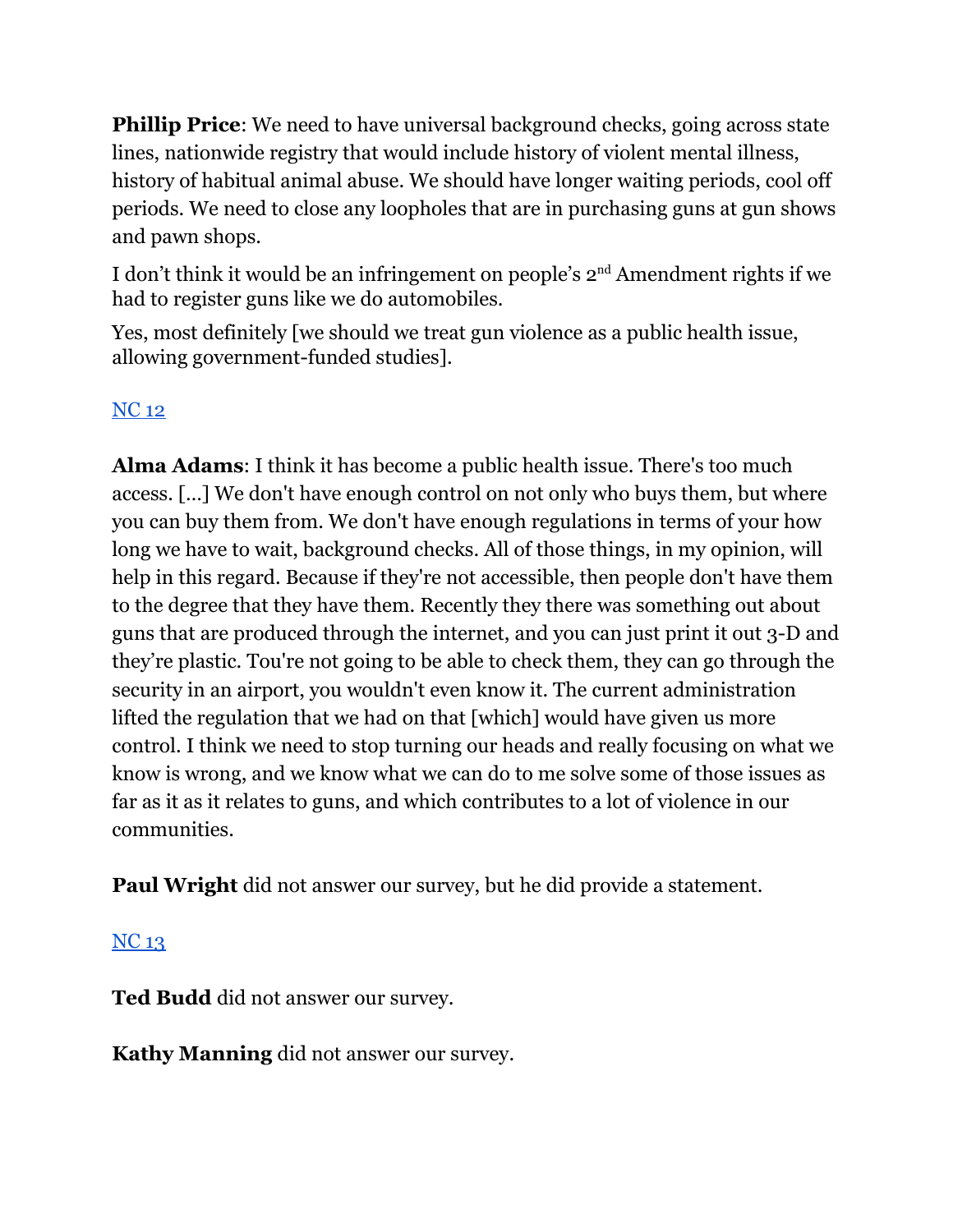**Phillip Price**: We need to have universal background checks, going across state lines, nationwide registry that would include history of violent mental illness, history of habitual animal abuse. We should have longer waiting periods, cool off periods. We need to close any loopholes that are in purchasing guns at gun shows and pawn shops.

I don't think it would be an infringement on people's 2nd Amendment rights if we had to register guns like we do automobiles.

Yes, most definitely [we should we treat gun violence as a public health issue, allowing government-funded studies].

NC 12

**Alma Adams**: I think it has become a public health issue. There's too much access. [...] We don't have enough control on not only who buys them, but where you can buy them from. We don't have enough regulations in terms of your how long we have to wait, background checks. All of those things, in my opinion, will help in this regard. Because if they're not accessible, then people don't have them to the degree that they have them. Recently they there was something out about guns that are produced through the internet, and you can just print it out 3-D and they're plastic. Tou're not going to be able to check them, they can go through the security in an airport, you wouldn't even know it. The current administration lifted the regulation that we had on that [which] would have given us more control. I think we need to stop turning our heads and really focusing on what we know is wrong, and we know what we can do to me solve some of those issues as far as it as it relates to guns, and which contributes to a lot of violence in our communities.

**Paul Wright** did not answer our survey, but he did provide a statement.

NC 13

**Ted Budd** did not answer our survey.

**Kathy Manning** did not answer our survey.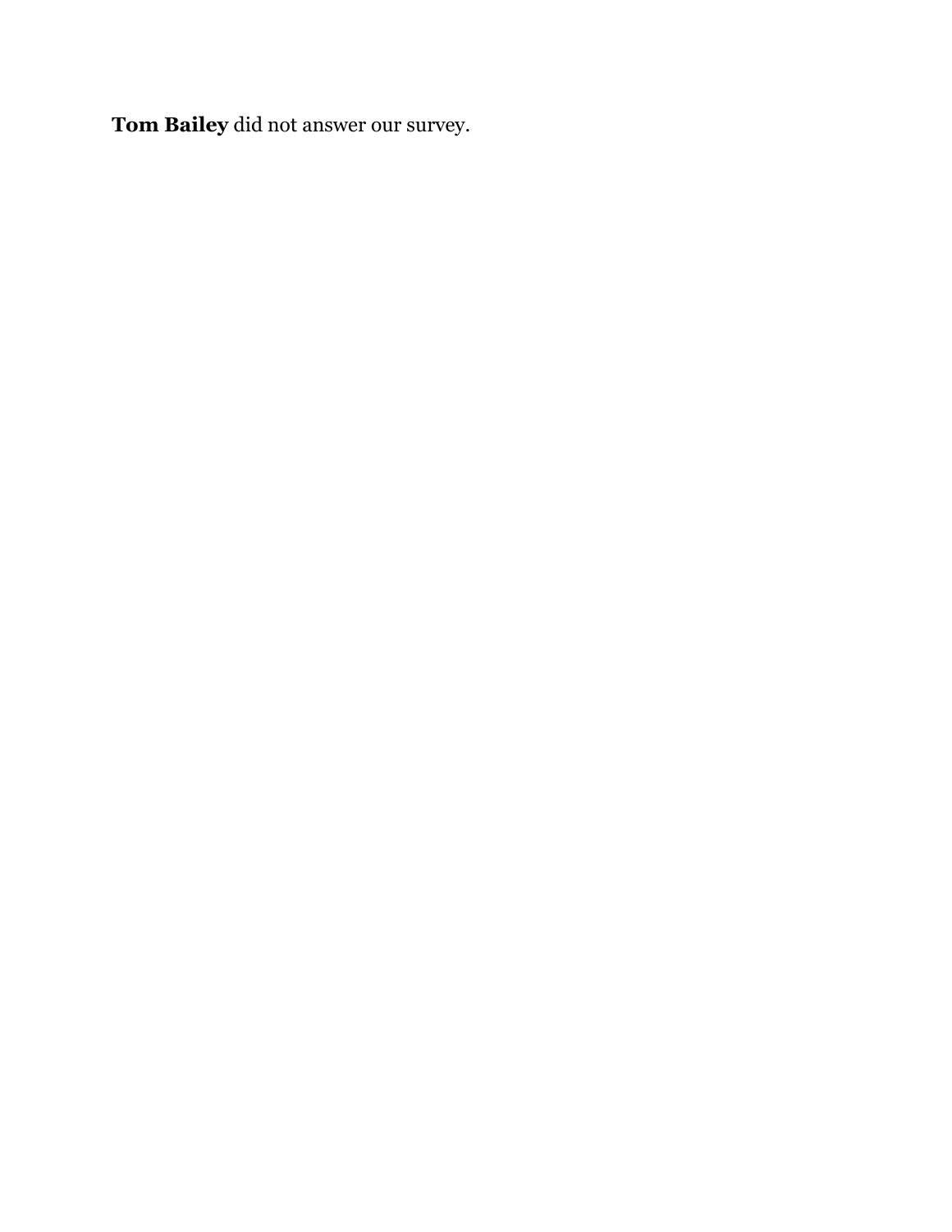**Tom Bailey** did not answer our survey.